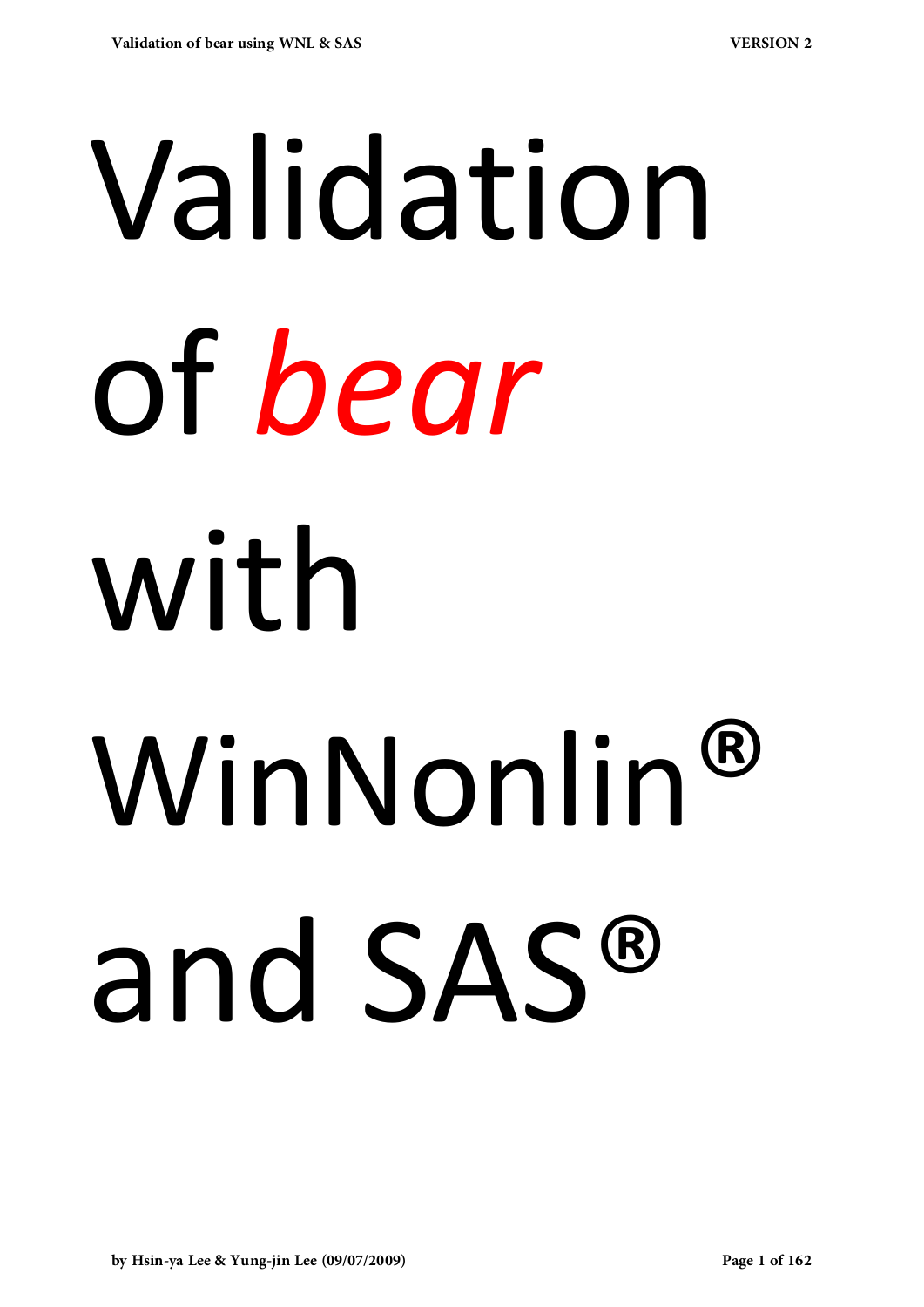# Validation of *bear* with WinNonlin® and SAS®

by Hsin-ya Lee & Yung-jin Lee (09/07/2009)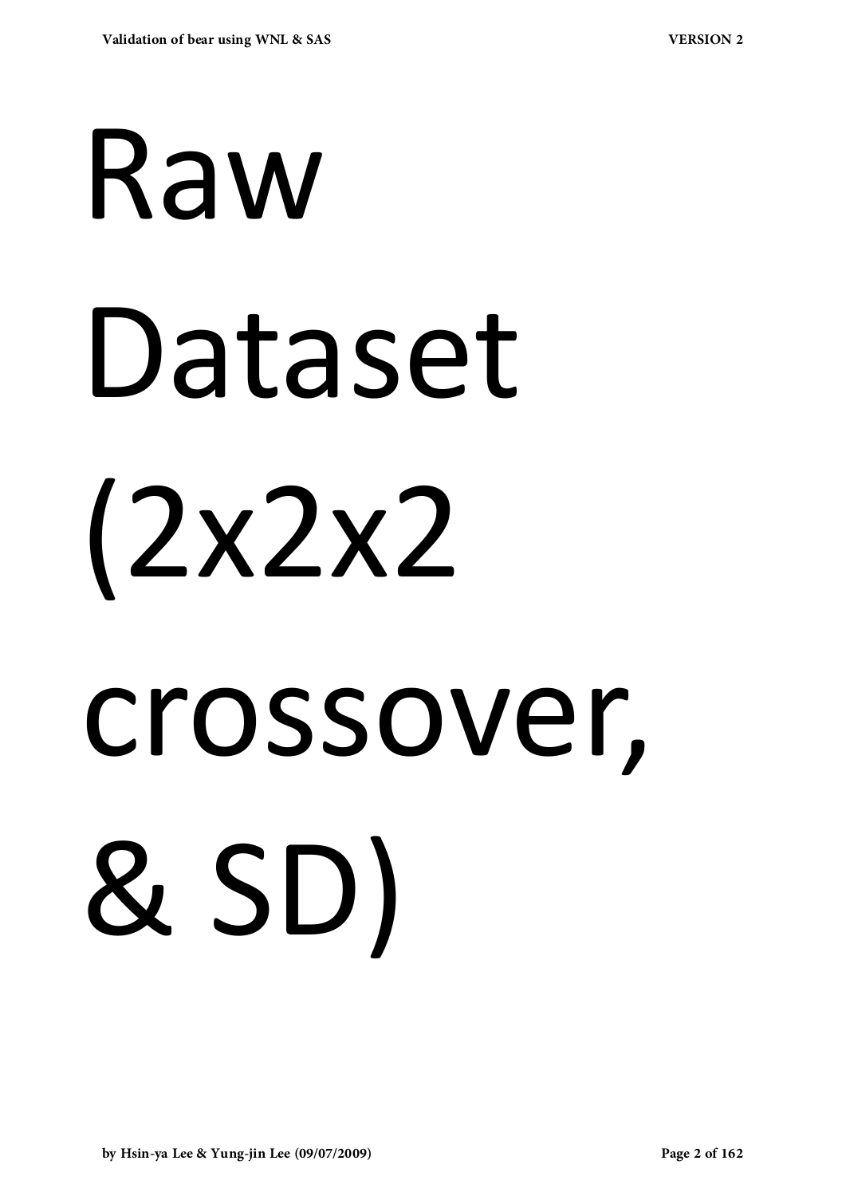# Raw Dataset (2x2x2 crossover, & SD)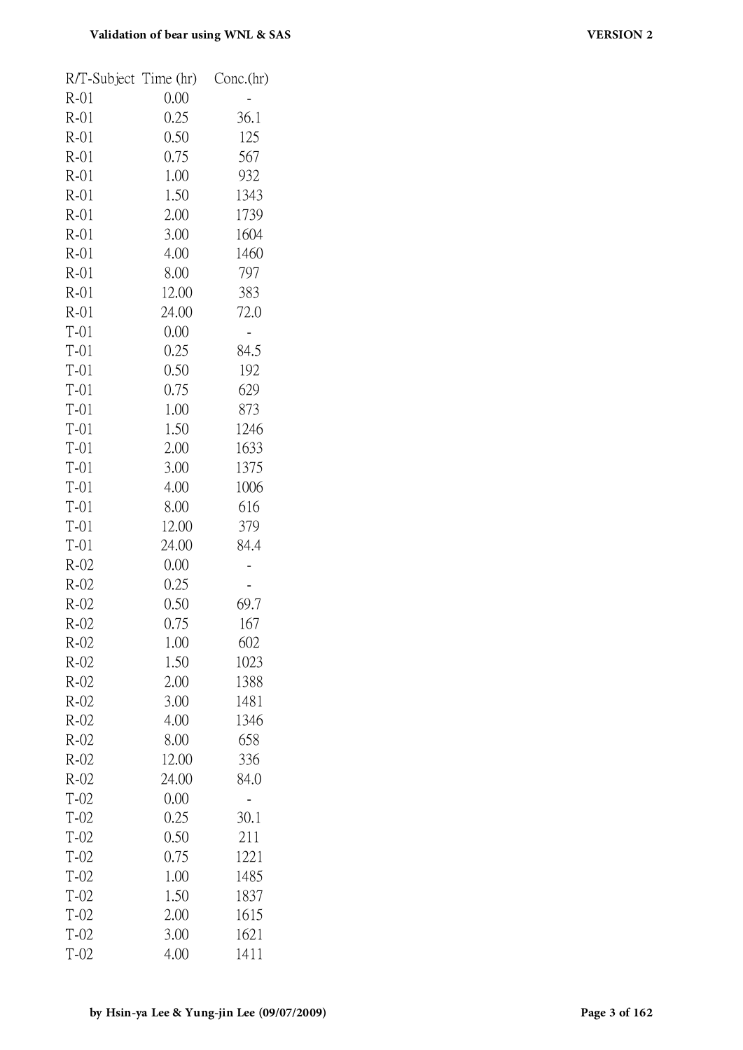| R/T-Subject | Time (hr) | Conc.(hr) |
|---|---|---|
| R-01 | 0.00 | - |
| R-01 | 0.25 | 36.1 |
| R-01 | 0.50 | 125 |
| R-01 | 0.75 | 567 |
| R-01 | 1.00 | 932 |
| R-01 | 1.50 | 1343 |
| R-01 | 2.00 | 1739 |
| R-01 | 3.00 | 1604 |
| R-01 | 4.00 | 1460 |
| R-01 | 8.00 | 797 |
| R-01 | 12.00 | 383 |
| R-01 | 24.00 | 72.0 |
| T-01 | 0.00 | - |
| T-01 | 0.25 | 84.5 |
| T-01 | 0.50 | 192 |
| T-01 | 0.75 | 629 |
| T-01 | 1.00 | 873 |
| T-01 | 1.50 | 1246 |
| T-01 | 2.00 | 1633 |
| T-01 | 3.00 | 1375 |
| T-01 | 4.00 | 1006 |
| T-01 | 8.00 | 616 |
| T-01 | 12.00 | 379 |
| T-01 | 24.00 | 84.4 |
| R-02 | 0.00 | - |
| R-02 | 0.25 | - |
| R-02 | 0.50 | 69.7 |
| R-02 | 0.75 | 167 |
| R-02 | 1.00 | 602 |
| R-02 | 1.50 | 1023 |
| R-02 | 2.00 | 1388 |
| R-02 | 3.00 | 1481 |
| R-02 | 4.00 | 1346 |
| R-02 | 8.00 | 658 |
| R-02 | 12.00 | 336 |
| R-02 | 24.00 | 84.0 |
| T-02 | 0.00 | - |
| T-02 | 0.25 | 30.1 |
| T-02 | 0.50 | 211 |
| T-02 | 0.75 | 1221 |
| T-02 | 1.00 | 1485 |
| T-02 | 1.50 | 1837 |
| T-02 | 2.00 | 1615 |
| T-02 | 3.00 | 1621 |
| T-02 | 4.00 | 1411 |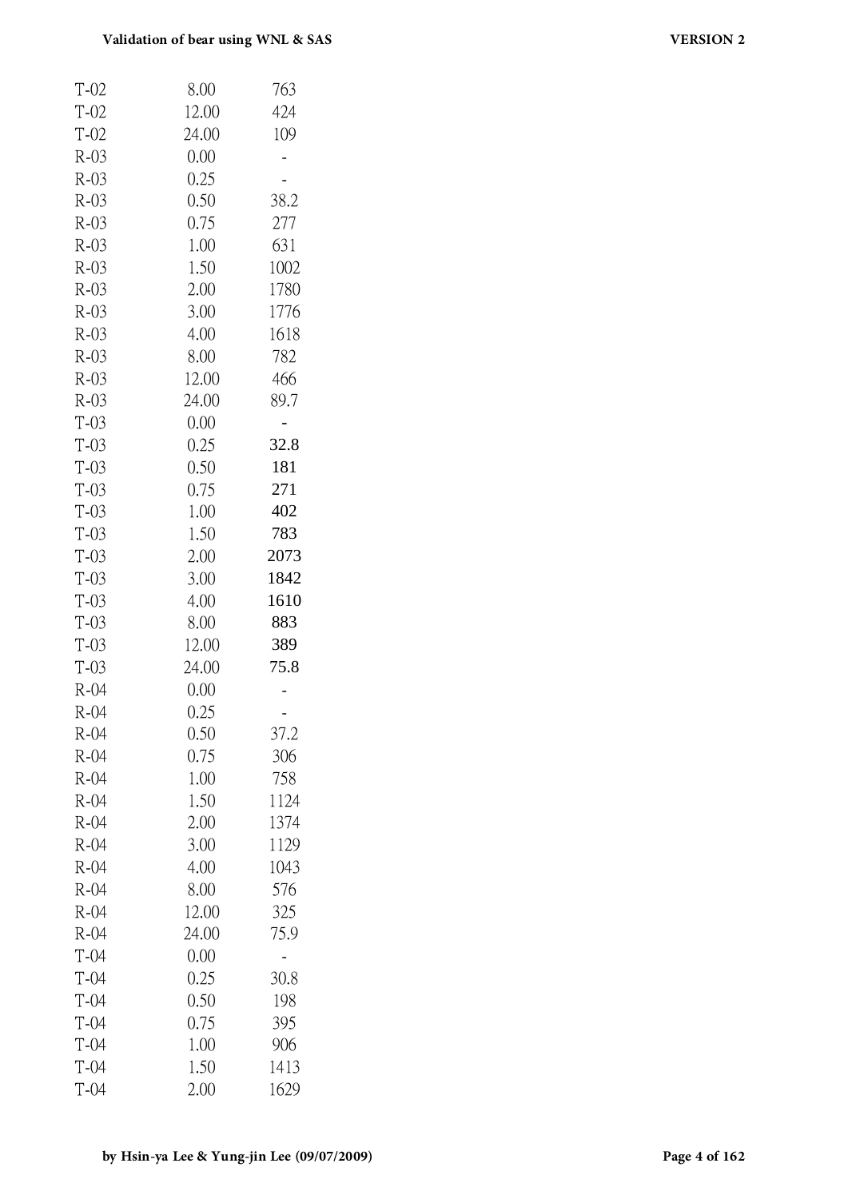| | | |
|---|---|---|
| T-02 | 8.00 | 763 |
| T-02 | 12.00 | 424 |
| T-02 | 24.00 | 109 |
| R-03 | 0.00 | - |
| R-03 | 0.25 | - |
| R-03 | 0.50 | 38.2 |
| R-03 | 0.75 | 277 |
| R-03 | 1.00 | 631 |
| R-03 | 1.50 | 1002 |
| R-03 | 2.00 | 1780 |
| R-03 | 3.00 | 1776 |
| R-03 | 4.00 | 1618 |
| R-03 | 8.00 | 782 |
| R-03 | 12.00 | 466 |
| R-03 | 24.00 | 89.7 |
| T-03 | 0.00 | - |
| T-03 | 0.25 | 32.8 |
| T-03 | 0.50 | 181 |
| T-03 | 0.75 | 271 |
| T-03 | 1.00 | 402 |
| T-03 | 1.50 | 783 |
| T-03 | 2.00 | 2073 |
| T-03 | 3.00 | 1842 |
| T-03 | 4.00 | 1610 |
| T-03 | 8.00 | 883 |
| T-03 | 12.00 | 389 |
| T-03 | 24.00 | 75.8 |
| R-04 | 0.00 | - |
| R-04 | 0.25 | - |
| R-04 | 0.50 | 37.2 |
| R-04 | 0.75 | 306 |
| R-04 | 1.00 | 758 |
| R-04 | 1.50 | 1124 |
| R-04 | 2.00 | 1374 |
| R-04 | 3.00 | 1129 |
| R-04 | 4.00 | 1043 |
| R-04 | 8.00 | 576 |
| R-04 | 12.00 | 325 |
| R-04 | 24.00 | 75.9 |
| T-04 | 0.00 | - |
| T-04 | 0.25 | 30.8 |
| T-04 | 0.50 | 198 |
| T-04 | 0.75 | 395 |
| T-04 | 1.00 | 906 |
| T-04 | 1.50 | 1413 |
| T-04 | 2.00 | 1629 |